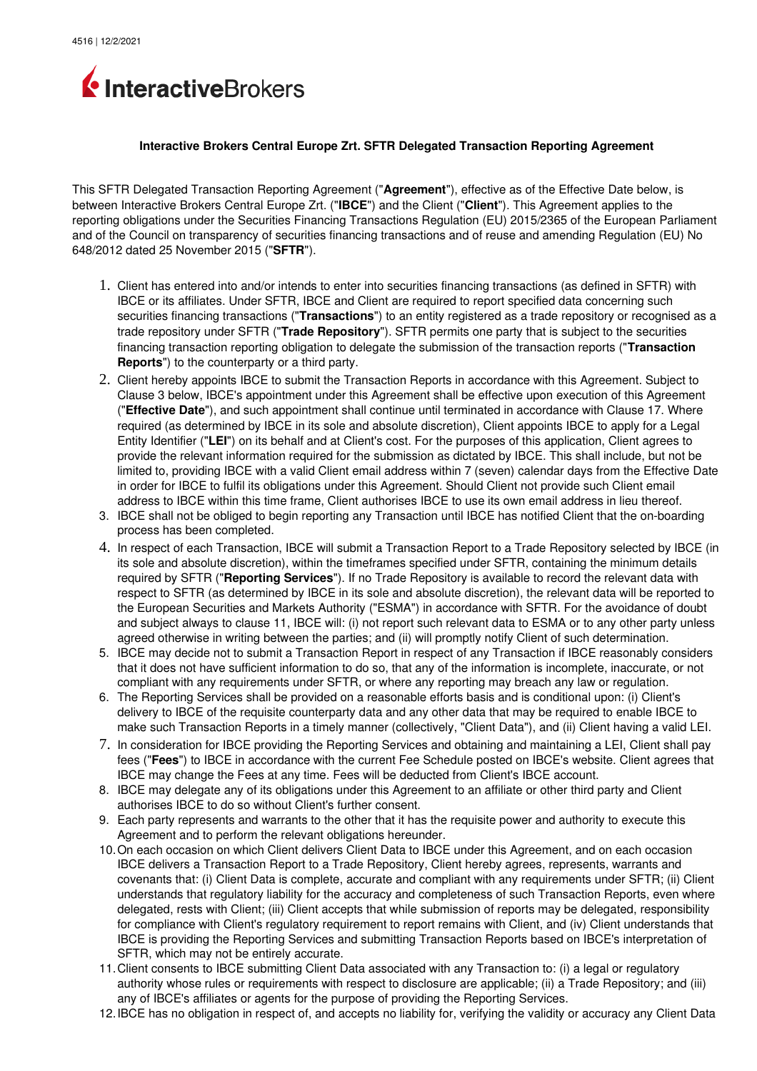## Interactive Brokers Central Europe Zrt. SFTR Delegated Transaction Reporting Agreement

This SFTR Delegated Transaction Reporting Agreement ("**Agreement**"), effective as of the Effective Date below, is between Interactive Brokers Central Europe Zrt. ("**IBCE**") and the Client ("**Client**"). This Agreement applies to the reporting obligations under the Securities Financing Transactions Regulation (EU) 2015/2365 of the European Parliament and of the Council on transparency of securities financing transactions and of reuse and amending Regulation (EU) No 648/2012 dated 25 November 2015 ("**SFTR**").

1. Client has entered into and/or intends to enter into securities financing transactions (as defined in SFTR) with IBCE or its affiliates. Under SFTR, IBCE and Client are required to report specified data concerning such securities financing transactions ("**Transactions**") to an entity registered as a trade repository or recognised as a trade repository under SFTR ("**Trade Repository**"). SFTR permits one party that is subject to the securities financing transaction reporting obligation to delegate the submission of the transaction reports ("**Transaction Reports**") to the counterparty or a third party.
2. Client hereby appoints IBCE to submit the Transaction Reports in accordance with this Agreement. Subject to Clause 3 below, IBCE's appointment under this Agreement shall be effective upon execution of this Agreement ("**Effective Date**"), and such appointment shall continue until terminated in accordance with Clause 17. Where required (as determined by IBCE in its sole and absolute discretion), Client appoints IBCE to apply for a Legal Entity Identifier ("**LEI**") on its behalf and at Client's cost. For the purposes of this application, Client agrees to provide the relevant information required for the submission as dictated by IBCE. This shall include, but not be limited to, providing IBCE with a valid Client email address within 7 (seven) calendar days from the Effective Date in order for IBCE to fulfil its obligations under this Agreement. Should Client not provide such Client email address to IBCE within this time frame, Client authorises IBCE to use its own email address in lieu thereof.
3. IBCE shall not be obliged to begin reporting any Transaction until IBCE has notified Client that the on-boarding process has been completed.
4. In respect of each Transaction, IBCE will submit a Transaction Report to a Trade Repository selected by IBCE (in its sole and absolute discretion), within the timeframes specified under SFTR, containing the minimum details required by SFTR ("**Reporting Services**"). If no Trade Repository is available to record the relevant data with respect to SFTR (as determined by IBCE in its sole and absolute discretion), the relevant data will be reported to the European Securities and Markets Authority ("ESMA") in accordance with SFTR. For the avoidance of doubt and subject always to clause 11, IBCE will: (i) not report such relevant data to ESMA or to any other party unless agreed otherwise in writing between the parties; and (ii) will promptly notify Client of such determination.
5. IBCE may decide not to submit a Transaction Report in respect of any Transaction if IBCE reasonably considers that it does not have sufficient information to do so, that any of the information is incomplete, inaccurate, or not compliant with any requirements under SFTR, or where any reporting may breach any law or regulation.
6. The Reporting Services shall be provided on a reasonable efforts basis and is conditional upon: (i) Client's delivery to IBCE of the requisite counterparty data and any other data that may be required to enable IBCE to make such Transaction Reports in a timely manner (collectively, "Client Data"), and (ii) Client having a valid LEI.
7. In consideration for IBCE providing the Reporting Services and obtaining and maintaining a LEI, Client shall pay fees ("**Fees**") to IBCE in accordance with the current Fee Schedule posted on IBCE's website. Client agrees that IBCE may change the Fees at any time. Fees will be deducted from Client's IBCE account.
8. IBCE may delegate any of its obligations under this Agreement to an affiliate or other third party and Client authorises IBCE to do so without Client's further consent.
9. Each party represents and warrants to the other that it has the requisite power and authority to execute this Agreement and to perform the relevant obligations hereunder.
10. On each occasion on which Client delivers Client Data to IBCE under this Agreement, and on each occasion IBCE delivers a Transaction Report to a Trade Repository, Client hereby agrees, represents, warrants and covenants that: (i) Client Data is complete, accurate and compliant with any requirements under SFTR; (ii) Client understands that regulatory liability for the accuracy and completeness of such Transaction Reports, even where delegated, rests with Client; (iii) Client accepts that while submission of reports may be delegated, responsibility for compliance with Client's regulatory requirement to report remains with Client, and (iv) Client understands that IBCE is providing the Reporting Services and submitting Transaction Reports based on IBCE's interpretation of SFTR, which may not be entirely accurate.
11. Client consents to IBCE submitting Client Data associated with any Transaction to: (i) a legal or regulatory authority whose rules or requirements with respect to disclosure are applicable; (ii) a Trade Repository; and (iii) any of IBCE's affiliates or agents for the purpose of providing the Reporting Services.
12. IBCE has no obligation in respect of, and accepts no liability for, verifying the validity or accuracy any Client Data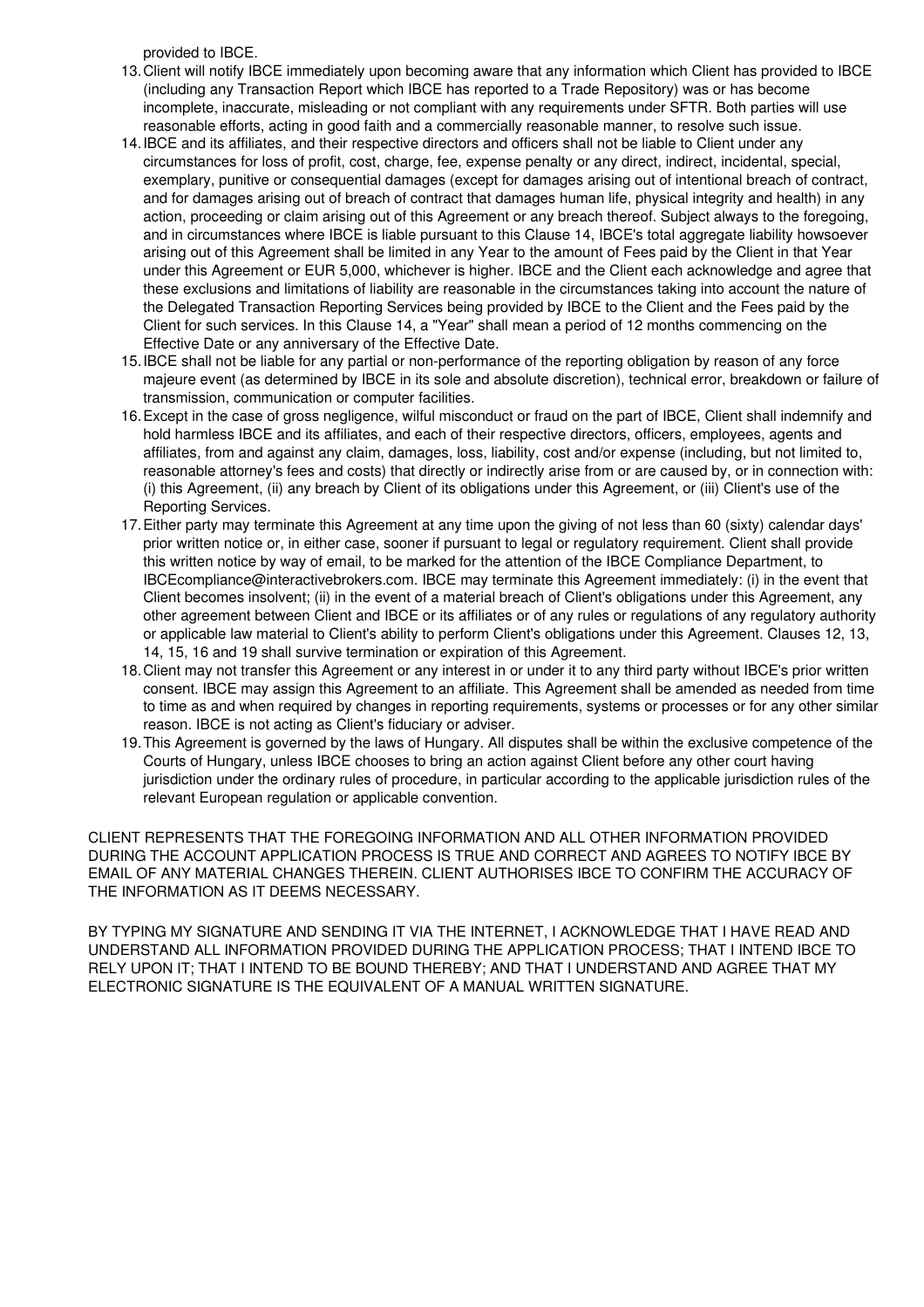provided to IBCE.

13. Client will notify IBCE immediately upon becoming aware that any information which Client has provided to IBCE (including any Transaction Report which IBCE has reported to a Trade Repository) was or has become incomplete, inaccurate, misleading or not compliant with any requirements under SFTR. Both parties will use reasonable efforts, acting in good faith and a commercially reasonable manner, to resolve such issue.
14. IBCE and its affiliates, and their respective directors and officers shall not be liable to Client under any circumstances for loss of profit, cost, charge, fee, expense penalty or any direct, indirect, incidental, special, exemplary, punitive or consequential damages (except for damages arising out of intentional breach of contract, and for damages arising out of breach of contract that damages human life, physical integrity and health) in any action, proceeding or claim arising out of this Agreement or any breach thereof. Subject always to the foregoing, and in circumstances where IBCE is liable pursuant to this Clause 14, IBCE's total aggregate liability howsoever arising out of this Agreement shall be limited in any Year to the amount of Fees paid by the Client in that Year under this Agreement or EUR 5,000, whichever is higher. IBCE and the Client each acknowledge and agree that these exclusions and limitations of liability are reasonable in the circumstances taking into account the nature of the Delegated Transaction Reporting Services being provided by IBCE to the Client and the Fees paid by the Client for such services. In this Clause 14, a "Year" shall mean a period of 12 months commencing on the Effective Date or any anniversary of the Effective Date.
15. IBCE shall not be liable for any partial or non-performance of the reporting obligation by reason of any force majeure event (as determined by IBCE in its sole and absolute discretion), technical error, breakdown or failure of transmission, communication or computer facilities.
16. Except in the case of gross negligence, wilful misconduct or fraud on the part of IBCE, Client shall indemnify and hold harmless IBCE and its affiliates, and each of their respective directors, officers, employees, agents and affiliates, from and against any claim, damages, loss, liability, cost and/or expense (including, but not limited to, reasonable attorney's fees and costs) that directly or indirectly arise from or are caused by, or in connection with: (i) this Agreement, (ii) any breach by Client of its obligations under this Agreement, or (iii) Client's use of the Reporting Services.
17. Either party may terminate this Agreement at any time upon the giving of not less than 60 (sixty) calendar days' prior written notice or, in either case, sooner if pursuant to legal or regulatory requirement. Client shall provide this written notice by way of email, to be marked for the attention of the IBCE Compliance Department, to IBCEcompliance@interactivebrokers.com. IBCE may terminate this Agreement immediately: (i) in the event that Client becomes insolvent; (ii) in the event of a material breach of Client's obligations under this Agreement, any other agreement between Client and IBCE or its affiliates or of any rules or regulations of any regulatory authority or applicable law material to Client's ability to perform Client's obligations under this Agreement. Clauses 12, 13, 14, 15, 16 and 19 shall survive termination or expiration of this Agreement.
18. Client may not transfer this Agreement or any interest in or under it to any third party without IBCE's prior written consent. IBCE may assign this Agreement to an affiliate. This Agreement shall be amended as needed from time to time as and when required by changes in reporting requirements, systems or processes or for any other similar reason. IBCE is not acting as Client's fiduciary or adviser.
19. This Agreement is governed by the laws of Hungary. All disputes shall be within the exclusive competence of the Courts of Hungary, unless IBCE chooses to bring an action against Client before any other court having jurisdiction under the ordinary rules of procedure, in particular according to the applicable jurisdiction rules of the relevant European regulation or applicable convention.

CLIENT REPRESENTS THAT THE FOREGOING INFORMATION AND ALL OTHER INFORMATION PROVIDED DURING THE ACCOUNT APPLICATION PROCESS IS TRUE AND CORRECT AND AGREES TO NOTIFY IBCE BY EMAIL OF ANY MATERIAL CHANGES THEREIN. CLIENT AUTHORISES IBCE TO CONFIRM THE ACCURACY OF THE INFORMATION AS IT DEEMS NECESSARY.

BY TYPING MY SIGNATURE AND SENDING IT VIA THE INTERNET, I ACKNOWLEDGE THAT I HAVE READ AND UNDERSTAND ALL INFORMATION PROVIDED DURING THE APPLICATION PROCESS; THAT I INTEND IBCE TO RELY UPON IT; THAT I INTEND TO BE BOUND THEREBY; AND THAT I UNDERSTAND AND AGREE THAT MY ELECTRONIC SIGNATURE IS THE EQUIVALENT OF A MANUAL WRITTEN SIGNATURE.